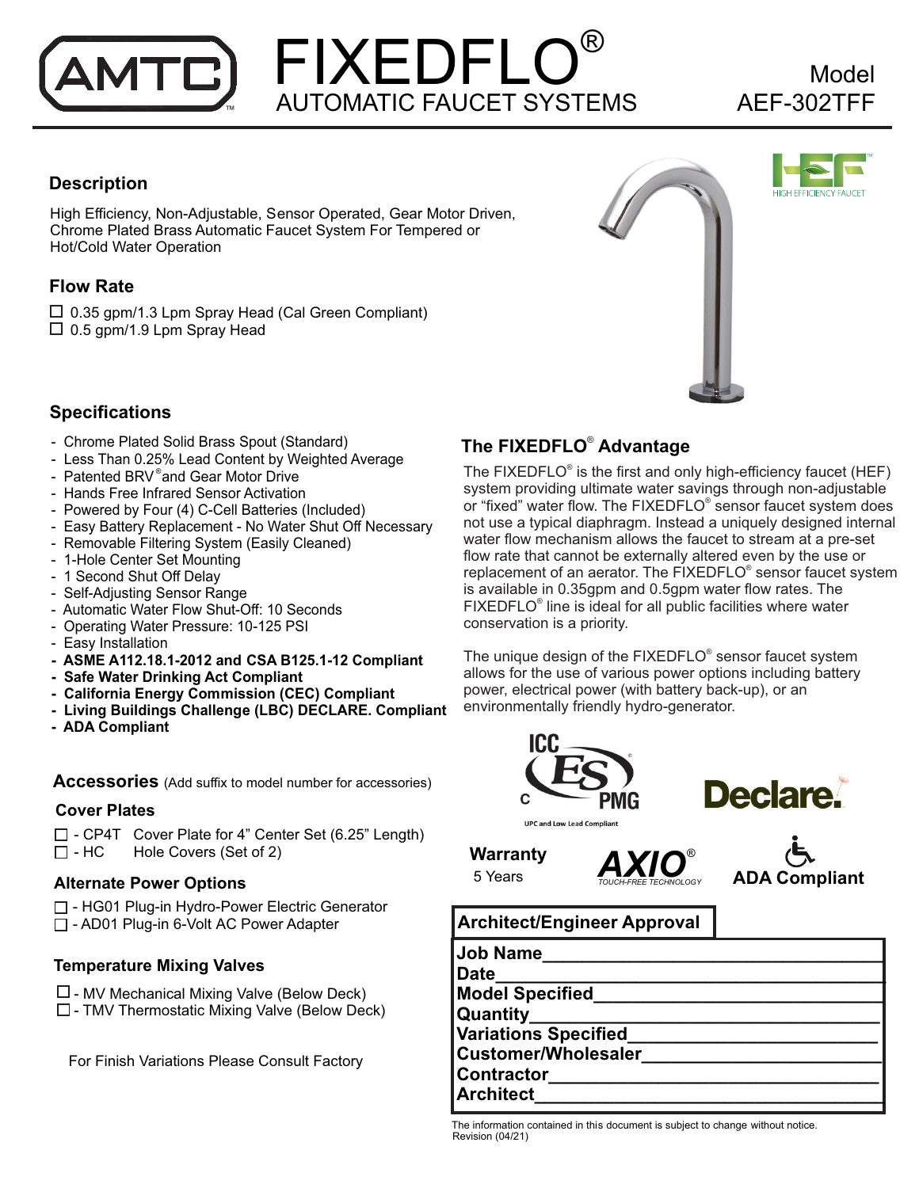# AMTC FIXEDFLO® AUTOMATIC FAUCET SYSTEMS

Model AEF-302TFF

## Description

High Efficiency, Non-Adjustable, Sensor Operated, Gear Motor Driven, Chrome Plated Brass Automatic Faucet System For Tempered or Hot/Cold Water Operation

## Flow Rate

- ☐ 0.35 gpm/1.3 Lpm Spray Head (Cal Green Compliant)
- ☐ 0.5 gpm/1.9 Lpm Spray Head

## Specifications

- Chrome Plated Solid Brass Spout (Standard)
- Less Than 0.25% Lead Content by Weighted Average
- Patented BRV® and Gear Motor Drive
- Hands Free Infrared Sensor Activation
- Powered by Four (4) C-Cell Batteries (Included)
- Easy Battery Replacement - No Water Shut Off Necessary
- Removable Filtering System (Easily Cleaned)
- 1-Hole Center Set Mounting
- 1 Second Shut Off Delay
- Self-Adjusting Sensor Range
- Automatic Water Flow Shut-Off: 10 Seconds
- Operating Water Pressure: 10-125 PSI
- Easy Installation
- **ASME A112.18.1-2012 and CSA B125.1-12 Compliant**
- **Safe Water Drinking Act Compliant**
- **California Energy Commission (CEC) Compliant**
- **Living Buildings Challenge (LBC) DECLARE. Compliant**
- **ADA Compliant**

## Accessories (Add suffix to model number for accessories)

### Cover Plates

- ☐ - CP4T Cover Plate for 4" Center Set (6.25" Length)
- ☐ - HC Hole Covers (Set of 2)

### Alternate Power Options

- ☐ - HG01 Plug-in Hydro-Power Electric Generator
- ☐ - AD01 Plug-in 6-Volt AC Power Adapter

### Temperature Mixing Valves

- ☐ - MV Mechanical Mixing Valve (Below Deck)
- ☐ - TMV Thermostatic Mixing Valve (Below Deck)

For Finish Variations Please Consult Factory

## The FIXEDFLO® Advantage

The FIXEDFLO® is the first and only high-efficiency faucet (HEF) system providing ultimate water savings through non-adjustable or "fixed" water flow. The FIXEDFLO® sensor faucet system does not use a typical diaphragm. Instead a uniquely designed internal water flow mechanism allows the faucet to stream at a pre-set flow rate that cannot be externally altered even by the use or replacement of an aerator. The FIXEDFLO® sensor faucet system is available in 0.35gpm and 0.5gpm water flow rates. The FIXEDFLO® line is ideal for all public facilities where water conservation is a priority.

The unique design of the FIXEDFLO® sensor faucet system allows for the use of various power options including battery power, electrical power (with battery back-up), or an environmentally friendly hydro-generator.

ICC ES PMG — UPC and Low Lead Compliant

Declare.

**Warranty**
5 Years

AXIO® TOUCH-FREE TECHNOLOGY

**ADA Compliant**

## Architect/Engineer Approval

**Job Name**\_\_\_\_\_\_\_\_\_\_\_\_\_\_\_\_\_\_\_\_
**Date**\_\_\_\_\_\_\_\_\_\_\_\_\_\_\_\_\_\_\_\_
**Model Specified**\_\_\_\_\_\_\_\_\_\_\_\_\_\_\_\_\_\_\_\_
**Quantity**\_\_\_\_\_\_\_\_\_\_\_\_\_\_\_\_\_\_\_\_
**Variations Specified**\_\_\_\_\_\_\_\_\_\_\_\_\_\_\_\_\_\_\_\_
**Customer/Wholesaler**\_\_\_\_\_\_\_\_\_\_\_\_\_\_\_\_\_\_\_\_
**Contractor**\_\_\_\_\_\_\_\_\_\_\_\_\_\_\_\_\_\_\_\_
**Architect**\_\_\_\_\_\_\_\_\_\_\_\_\_\_\_\_\_\_\_\_

The information contained in this document is subject to change without notice.
Revision (04/21)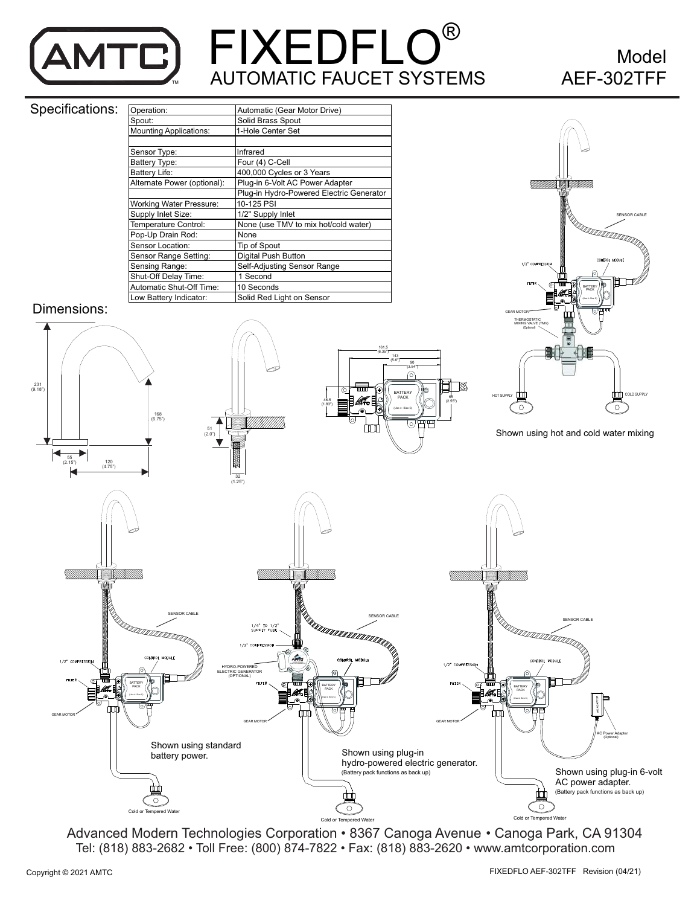# AMTC FIXEDFLO® AUTOMATIC FAUCET SYSTEMS

## Model AEF-302TFF

### Specifications:

| | |
|---|---|
| Operation: | Automatic (Gear Motor Drive) |
| Spout: | Solid Brass Spout |
| Mounting Applications: | 1-Hole Center Set |
| | |
| Sensor Type: | Infrared |
| Battery Type: | Four (4) C-Cell |
| Battery Life: | 400,000 Cycles or 3 Years |
| Alternate Power (optional): | Plug-in 6-Volt AC Power Adapter |
| | Plug-in Hydro-Powered Electric Generator |
| Working Water Pressure: | 10-125 PSI |
| Supply Inlet Size: | 1/2" Supply Inlet |
| Temperature Control: | None (use TMV to mix hot/cold water) |
| Pop-Up Drain Rod: | None |
| Sensor Location: | Tip of Spout |
| Sensor Range Setting: | Digital Push Button |
| Sensing Range: | Self-Adjusting Sensor Range |
| Shut-Off Delay Time: | 1 Second |
| Automatic Shut-Off Time: | 10 Seconds |
| Low Battery Indicator: | Solid Red Light on Sensor |

### Dimensions:

231 (9.18")
168 (6.75")
55 (2.15")
120 (4.75")
51 (2.0")
32 (1.25")
161.5 (6.35")
143 (5.6")
90 (3.54")
46.5 (1.83")
65 (2.55")
BATTERY PACK (Use 4 - Size C)

SENSOR CABLE
CONTROL MODULE
1/2" COMPRESSION
FILTER
BATTERY PACK
GEAR MOTOR
THERMOSTATIC MIXING VALVE (TMV) (Optional)
HOT SUPPLY
COLD SUPPLY

Shown using hot and cold water mixing

SENSOR CABLE
1/2" COMPRESSION
CONTROL MODULE
FILTER
BATTERY PACK
GEAR MOTOR
Cold or Tempered Water

Shown using standard battery power.

SENSOR CABLE
1/4" TO 1/2" SUPPLY TUBE
1/2" COMPRESSION
HYDRO-POWERED ELECTRIC GENERATOR (OPTIONAL)
CONTROL MODULE
FILTER
GEAR MOTOR
Cold or Tempered Water

Shown using plug-in hydro-powered electric generator.
(Battery pack functions as back up)

SENSOR CABLE
1/2" COMPRESSION
CONTROL MODULE
FILTER
GEAR MOTOR
AC Power Adapter (Optional)
Cold or Tempered Water

Shown using plug-in 6-volt AC power adapter.
(Battery pack functions as back up)

Advanced Modern Technologies Corporation • 8367 Canoga Avenue • Canoga Park, CA 91304
Tel: (818) 883-2682 • Toll Free: (800) 874-7822 • Fax: (818) 883-2620 • www.amtcorporation.com

Copyright © 2021 AMTC

FIXEDFLO AEF-302TFF Revision (04/21)